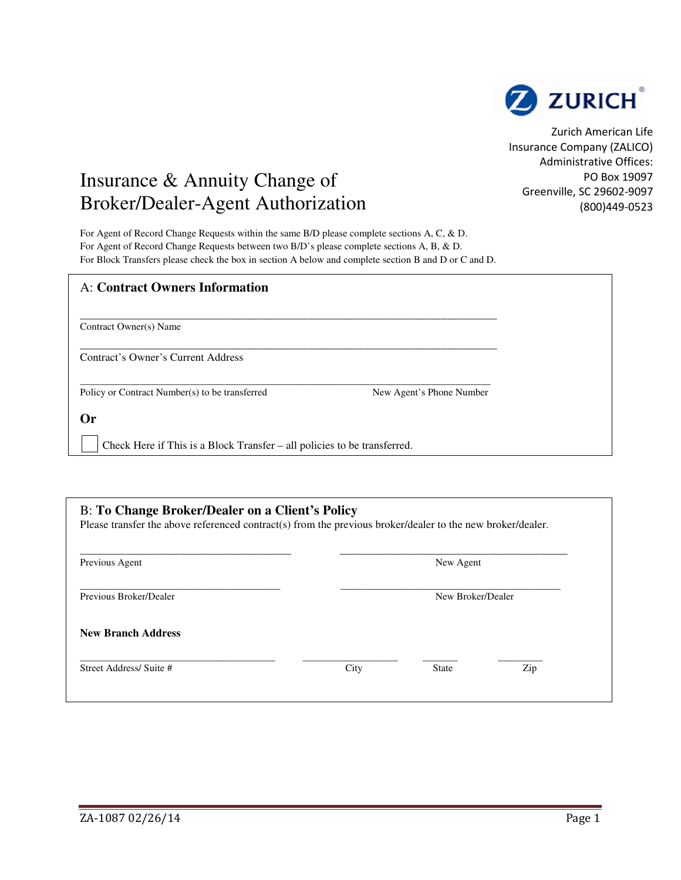ZURICH

Zurich American Life Insurance Company (ZALICO)
Administrative Offices:
PO Box 19097
Greenville, SC 29602-9097
(800)449-0523

# Insurance & Annuity Change of Broker/Dealer-Agent Authorization

For Agent of Record Change Requests within the same B/D please complete sections A, C, & D.
For Agent of Record Change Requests between two B/D's please complete sections A, B, & D.
For Block Transfers please check the box in section A below and complete section B and D or C and D.

## A: **Contract Owners Information**

\_\_\_\_\_\_\_\_\_\_\_\_\_\_\_\_\_\_\_\_\_\_\_\_\_\_\_\_\_\_\_\_\_\_\_\_\_\_\_\_\_\_\_\_\_\_\_\_\_\_\_\_\_\_\_\_\_\_\_\_\_\_\_\_
Contract Owner(s) Name

\_\_\_\_\_\_\_\_\_\_\_\_\_\_\_\_\_\_\_\_\_\_\_\_\_\_\_\_\_\_\_\_\_\_\_\_\_\_\_\_\_\_\_\_\_\_\_\_\_\_\_\_\_\_\_\_\_\_\_\_\_\_\_\_
Contract's Owner's Current Address

\_\_\_\_\_\_\_\_\_\_\_\_\_\_\_\_\_\_\_\_\_\_\_\_\_\_\_\_\_\_\_\_\_\_\_\_\_\_\_\_\_\_\_\_\_\_\_\_\_\_\_\_\_\_\_\_\_\_\_\_\_\_\_\_
Policy or Contract Number(s) to be transferred | New Agent's Phone Number

**Or**

☐ Check Here if This is a Block Transfer – all policies to be transferred.

## B: **To Change Broker/Dealer on a Client's Policy**

Please transfer the above referenced contract(s) from the previous broker/dealer to the new broker/dealer.

\_\_\_\_\_\_\_\_\_\_\_\_\_\_\_\_\_\_\_\_\_\_\_\_\_\_\_\_\_\_ \_\_\_\_\_\_\_\_\_\_\_\_\_\_\_\_\_\_\_\_\_\_\_\_\_\_\_\_\_\_
Previous Agent | New Agent

\_\_\_\_\_\_\_\_\_\_\_\_\_\_\_\_\_\_\_\_\_\_\_\_\_\_\_\_\_\_ \_\_\_\_\_\_\_\_\_\_\_\_\_\_\_\_\_\_\_\_\_\_\_\_\_\_\_\_\_\_
Previous Broker/Dealer | New Broker/Dealer

**New Branch Address**

\_\_\_\_\_\_\_\_\_\_\_\_\_\_\_\_\_\_\_\_\_\_\_\_\_\_\_\_ \_\_\_\_\_\_\_\_\_\_\_\_\_\_ \_\_\_\_\_\_ \_\_\_\_\_\_\_
Street Address/ Suite # | City | State | Zip

ZA-1087 02/26/14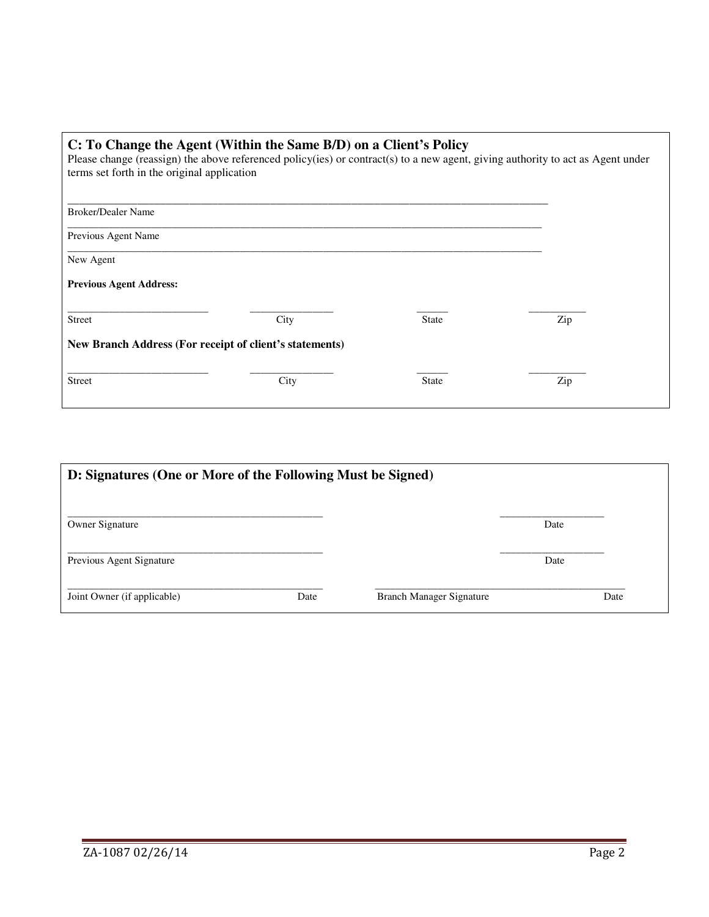## C: To Change the Agent (Within the Same B/D) on a Client's Policy

Please change (reassign) the above referenced policy(ies) or contract(s) to a new agent, giving authority to act as Agent under terms set forth in the original application

___________________________________________________________________________
Broker/Dealer Name

___________________________________________________________________________
Previous Agent Name

___________________________________________________________________________
New Agent

**Previous Agent Address:**

| | | | |
|---|---|---|---|
| ______________________ | _____________ | _____ | _________ |
| Street | City | State | Zip |

**New Branch Address (For receipt of client's statements)**

| | | | |
|---|---|---|---|
| ______________________ | _____________ | _____ | _________ |
| Street | City | State | Zip |

## D: Signatures (One or More of the Following Must be Signed)

| | |
|---|---|
| ________________________________________ | __________________ |
| Owner Signature | Date |
| ________________________________________ | __________________ |
| Previous Agent Signature | Date |
| ________________________________________ | ________________________________________ |
| Joint Owner (if applicable) Date | Branch Manager Signature Date |

ZA-1087 02/26/14